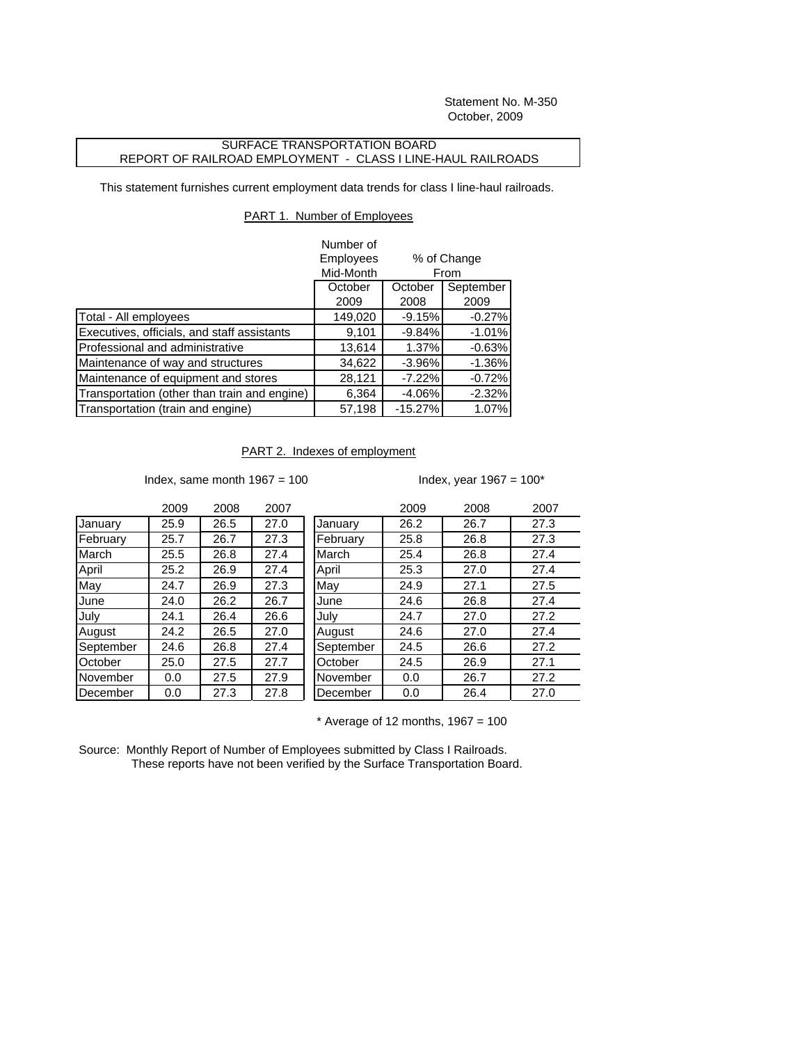Statement No. M-350
October, 2009

## SURFACE TRANSPORTATION BOARD
## REPORT OF RAILROAD EMPLOYMENT - CLASS I LINE-HAUL RAILROADS

This statement furnishes current employment data trends for class I line-haul railroads.

### PART 1. Number of Employees

| | Number of Employees Mid-Month | % of Change From | |
|---|---|---|---|
| | October 2009 | October 2008 | September 2009 |
| Total - All employees | 149,020 | -9.15% | -0.27% |
| Executives, officials, and staff assistants | 9,101 | -9.84% | -1.01% |
| Professional and administrative | 13,614 | 1.37% | -0.63% |
| Maintenance of way and structures | 34,622 | -3.96% | -1.36% |
| Maintenance of equipment and stores | 28,121 | -7.22% | -0.72% |
| Transportation (other than train and engine) | 6,364 | -4.06% | -2.32% |
| Transportation (train and engine) | 57,198 | -15.27% | 1.07% |

### PART 2. Indexes of employment

Index, same month 1967 = 100

| | 2009 | 2008 | 2007 |
|---|---|---|---|
| January | 25.9 | 26.5 | 27.0 |
| February | 25.7 | 26.7 | 27.3 |
| March | 25.5 | 26.8 | 27.4 |
| April | 25.2 | 26.9 | 27.4 |
| May | 24.7 | 26.9 | 27.3 |
| June | 24.0 | 26.2 | 26.7 |
| July | 24.1 | 26.4 | 26.6 |
| August | 24.2 | 26.5 | 27.0 |
| September | 24.6 | 26.8 | 27.4 |
| October | 25.0 | 27.5 | 27.7 |
| November | 0.0 | 27.5 | 27.9 |
| December | 0.0 | 27.3 | 27.8 |

Index, year 1967 = 100*

| | 2009 | 2008 | 2007 |
|---|---|---|---|
| January | 26.2 | 26.7 | 27.3 |
| February | 25.8 | 26.8 | 27.3 |
| March | 25.4 | 26.8 | 27.4 |
| April | 25.3 | 27.0 | 27.4 |
| May | 24.9 | 27.1 | 27.5 |
| June | 24.6 | 26.8 | 27.4 |
| July | 24.7 | 27.0 | 27.2 |
| August | 24.6 | 27.0 | 27.4 |
| September | 24.5 | 26.6 | 27.2 |
| October | 24.5 | 26.9 | 27.1 |
| November | 0.0 | 26.7 | 27.2 |
| December | 0.0 | 26.4 | 27.0 |

* Average of 12 months, 1967 = 100

Source: Monthly Report of Number of Employees submitted by Class I Railroads.
These reports have not been verified by the Surface Transportation Board.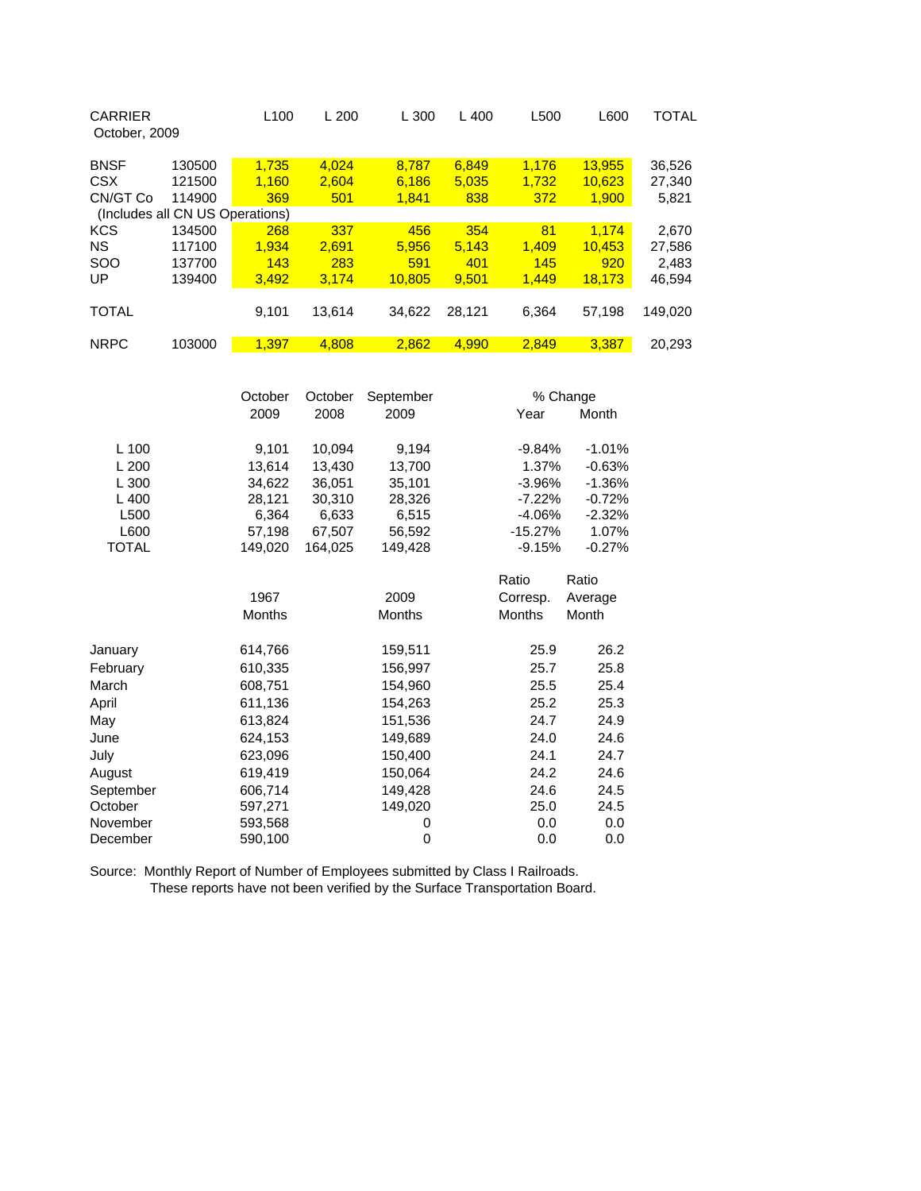| CARRIER October, 2009 | | L100 | L 200 | L 300 | L 400 | L500 | L600 | TOTAL |
|---|---|---|---|---|---|---|---|---|
| BNSF | 130500 | 1,735 | 4,024 | 8,787 | 6,849 | 1,176 | 13,955 | 36,526 |
| CSX | 121500 | 1,160 | 2,604 | 6,186 | 5,035 | 1,732 | 10,623 | 27,340 |
| CN/GT Co | 114900 | 369 | 501 | 1,841 | 838 | 372 | 1,900 | 5,821 |
| (Includes all CN US Operations) | | | | | | | | |
| KCS | 134500 | 268 | 337 | 456 | 354 | 81 | 1,174 | 2,670 |
| NS | 117100 | 1,934 | 2,691 | 5,956 | 5,143 | 1,409 | 10,453 | 27,586 |
| SOO | 137700 | 143 | 283 | 591 | 401 | 145 | 920 | 2,483 |
| UP | 139400 | 3,492 | 3,174 | 10,805 | 9,501 | 1,449 | 18,173 | 46,594 |
| TOTAL | | 9,101 | 13,614 | 34,622 | 28,121 | 6,364 | 57,198 | 149,020 |
| NRPC | 103000 | 1,397 | 4,808 | 2,862 | 4,990 | 2,849 | 3,387 | 20,293 |

| | October 2009 | October 2008 | September 2009 | % Change Year | % Change Month |
|---|---|---|---|---|---|
| L 100 | 9,101 | 10,094 | 9,194 | -9.84% | -1.01% |
| L 200 | 13,614 | 13,430 | 13,700 | 1.37% | -0.63% |
| L 300 | 34,622 | 36,051 | 35,101 | -3.96% | -1.36% |
| L 400 | 28,121 | 30,310 | 28,326 | -7.22% | -0.72% |
| L500 | 6,364 | 6,633 | 6,515 | -4.06% | -2.32% |
| L600 | 57,198 | 67,507 | 56,592 | -15.27% | 1.07% |
| TOTAL | 149,020 | 164,025 | 149,428 | -9.15% | -0.27% |

| | 1967 Months | 2009 Months | Ratio Corresp. Months | Ratio Average Month |
|---|---|---|---|---|
| January | 614,766 | 159,511 | 25.9 | 26.2 |
| February | 610,335 | 156,997 | 25.7 | 25.8 |
| March | 608,751 | 154,960 | 25.5 | 25.4 |
| April | 611,136 | 154,263 | 25.2 | 25.3 |
| May | 613,824 | 151,536 | 24.7 | 24.9 |
| June | 624,153 | 149,689 | 24.0 | 24.6 |
| July | 623,096 | 150,400 | 24.1 | 24.7 |
| August | 619,419 | 150,064 | 24.2 | 24.6 |
| September | 606,714 | 149,428 | 24.6 | 24.5 |
| October | 597,271 | 149,020 | 25.0 | 24.5 |
| November | 593,568 | 0 | 0.0 | 0.0 |
| December | 590,100 | 0 | 0.0 | 0.0 |

Source: Monthly Report of Number of Employees submitted by Class I Railroads.
These reports have not been verified by the Surface Transportation Board.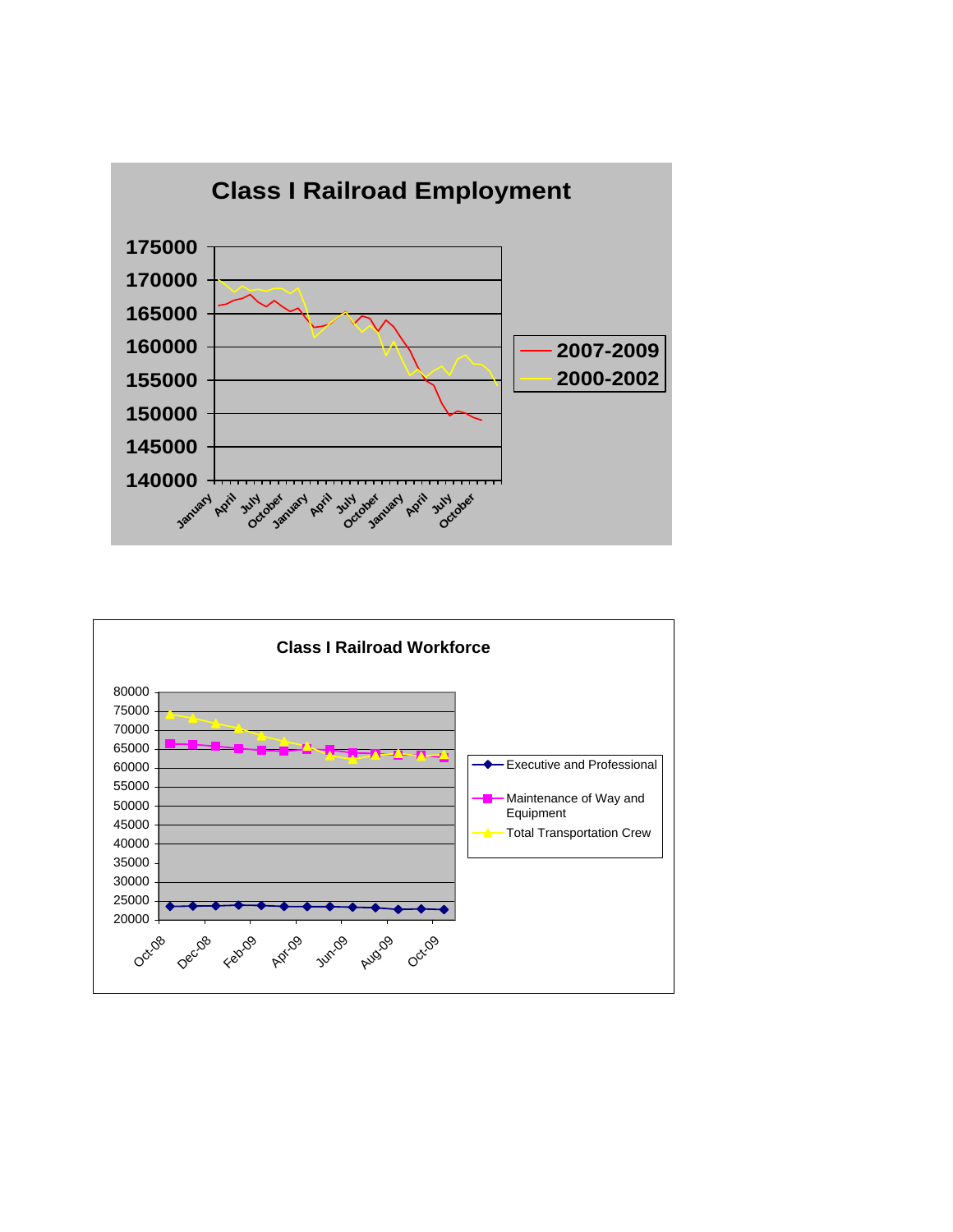**Class I Railroad Employment**

175000
170000
165000
160000
155000
150000
145000
140000

January
April
July
October
January
April
July
October
January
April
July
October

2007-2009
2000-2002

**Class I Railroad Workforce**

80000
75000
70000
65000
60000
55000
50000
45000
40000
35000
30000
25000
20000

Oct-08
Dec-08
Feb-09
Apr-09
Jun-09
Aug-09
Oct-09

Executive and Professional
Maintenance of Way and Equipment
Total Transportation Crew